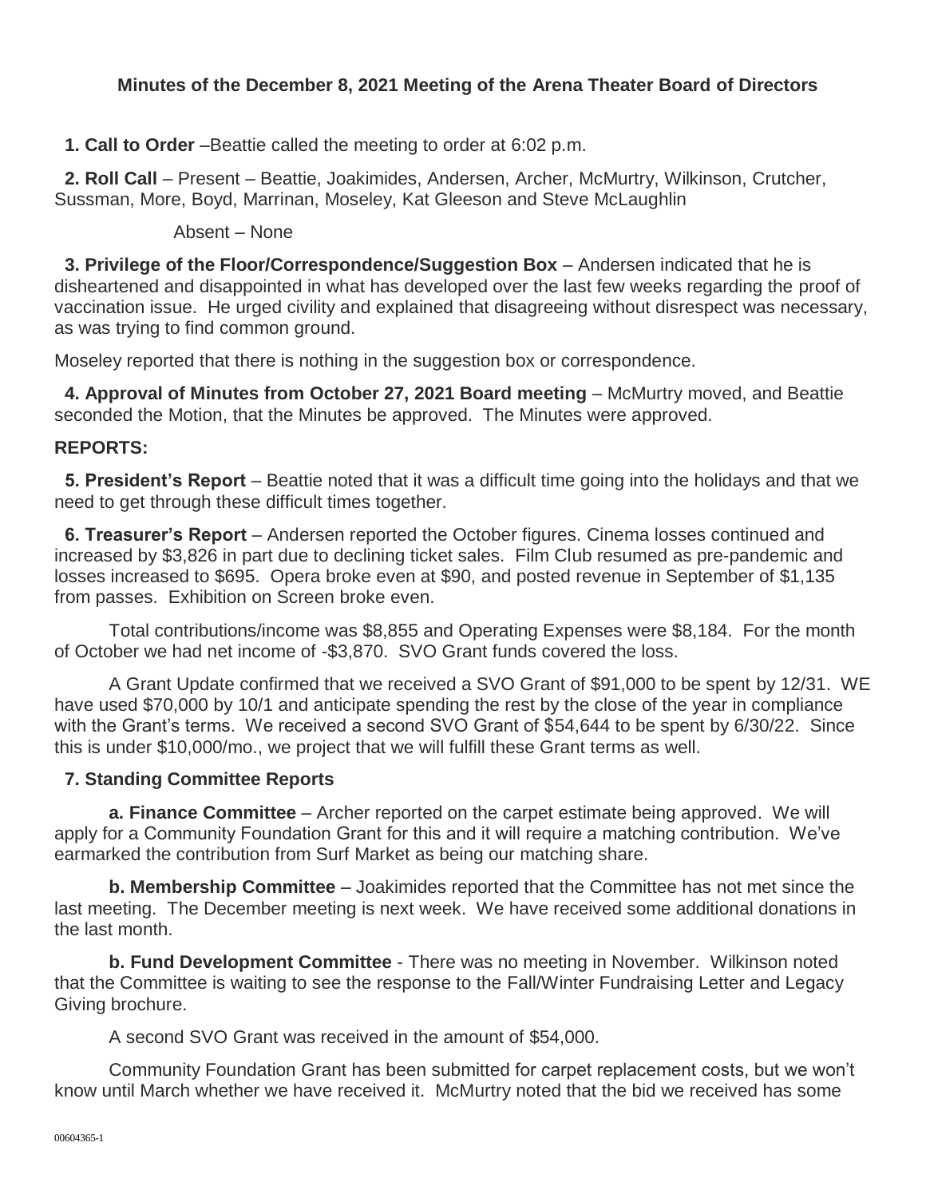# Minutes of the December 8, 2021 Meeting of the Arena Theater Board of Directors

**1. Call to Order** –Beattie called the meeting to order at 6:02 p.m.

**2. Roll Call** – Present – Beattie, Joakimides, Andersen, Archer, McMurtry, Wilkinson, Crutcher, Sussman, More, Boyd, Marrinan, Moseley, Kat Gleeson and Steve McLaughlin

Absent – None

**3. Privilege of the Floor/Correspondence/Suggestion Box** – Andersen indicated that he is disheartened and disappointed in what has developed over the last few weeks regarding the proof of vaccination issue. He urged civility and explained that disagreeing without disrespect was necessary, as was trying to find common ground.

Moseley reported that there is nothing in the suggestion box or correspondence.

**4. Approval of Minutes from October 27, 2021 Board meeting** – McMurtry moved, and Beattie seconded the Motion, that the Minutes be approved. The Minutes were approved.

**REPORTS:**

**5. President's Report** – Beattie noted that it was a difficult time going into the holidays and that we need to get through these difficult times together.

**6. Treasurer's Report** – Andersen reported the October figures. Cinema losses continued and increased by $3,826 in part due to declining ticket sales. Film Club resumed as pre-pandemic and losses increased to $695. Opera broke even at $90, and posted revenue in September of $1,135 from passes. Exhibition on Screen broke even.

Total contributions/income was $8,855 and Operating Expenses were $8,184. For the month of October we had net income of -$3,870. SVO Grant funds covered the loss.

A Grant Update confirmed that we received a SVO Grant of $91,000 to be spent by 12/31. WE have used $70,000 by 10/1 and anticipate spending the rest by the close of the year in compliance with the Grant's terms. We received a second SVO Grant of $54,644 to be spent by 6/30/22. Since this is under $10,000/mo., we project that we will fulfill these Grant terms as well.

**7. Standing Committee Reports**

**a. Finance Committee** – Archer reported on the carpet estimate being approved. We will apply for a Community Foundation Grant for this and it will require a matching contribution. We've earmarked the contribution from Surf Market as being our matching share.

**b. Membership Committee** – Joakimides reported that the Committee has not met since the last meeting. The December meeting is next week. We have received some additional donations in the last month.

**b. Fund Development Committee** - There was no meeting in November. Wilkinson noted that the Committee is waiting to see the response to the Fall/Winter Fundraising Letter and Legacy Giving brochure.

A second SVO Grant was received in the amount of $54,000.

Community Foundation Grant has been submitted for carpet replacement costs, but we won't know until March whether we have received it. McMurtry noted that the bid we received has some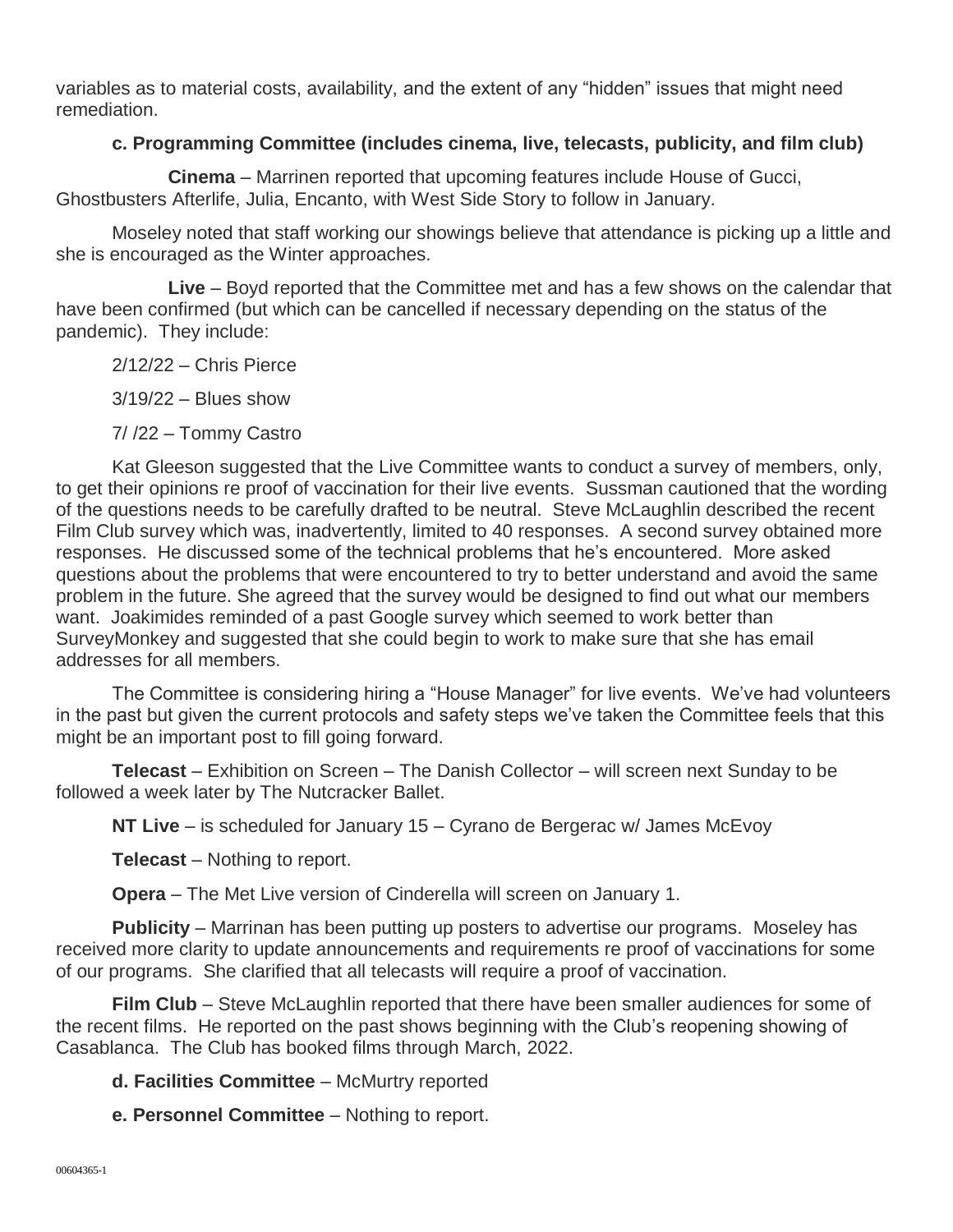variables as to material costs, availability, and the extent of any "hidden" issues that might need remediation.

**c. Programming Committee (includes cinema, live, telecasts, publicity, and film club)**

**Cinema** – Marrinen reported that upcoming features include House of Gucci, Ghostbusters Afterlife, Julia, Encanto, with West Side Story to follow in January.

Moseley noted that staff working our showings believe that attendance is picking up a little and she is encouraged as the Winter approaches.

**Live** – Boyd reported that the Committee met and has a few shows on the calendar that have been confirmed (but which can be cancelled if necessary depending on the status of the pandemic). They include:

2/12/22 – Chris Pierce

3/19/22 – Blues show

7/ /22 – Tommy Castro

Kat Gleeson suggested that the Live Committee wants to conduct a survey of members, only, to get their opinions re proof of vaccination for their live events. Sussman cautioned that the wording of the questions needs to be carefully drafted to be neutral. Steve McLaughlin described the recent Film Club survey which was, inadvertently, limited to 40 responses. A second survey obtained more responses. He discussed some of the technical problems that he's encountered. More asked questions about the problems that were encountered to try to better understand and avoid the same problem in the future. She agreed that the survey would be designed to find out what our members want. Joakimides reminded of a past Google survey which seemed to work better than SurveyMonkey and suggested that she could begin to work to make sure that she has email addresses for all members.

The Committee is considering hiring a "House Manager" for live events. We've had volunteers in the past but given the current protocols and safety steps we've taken the Committee feels that this might be an important post to fill going forward.

**Telecast** – Exhibition on Screen – The Danish Collector – will screen next Sunday to be followed a week later by The Nutcracker Ballet.

**NT Live** – is scheduled for January 15 – Cyrano de Bergerac w/ James McEvoy

**Telecast** – Nothing to report.

**Opera** – The Met Live version of Cinderella will screen on January 1.

**Publicity** – Marrinan has been putting up posters to advertise our programs. Moseley has received more clarity to update announcements and requirements re proof of vaccinations for some of our programs. She clarified that all telecasts will require a proof of vaccination.

**Film Club** – Steve McLaughlin reported that there have been smaller audiences for some of the recent films. He reported on the past shows beginning with the Club's reopening showing of Casablanca. The Club has booked films through March, 2022.

**d. Facilities Committee** – McMurtry reported

**e. Personnel Committee** – Nothing to report.

00604365-1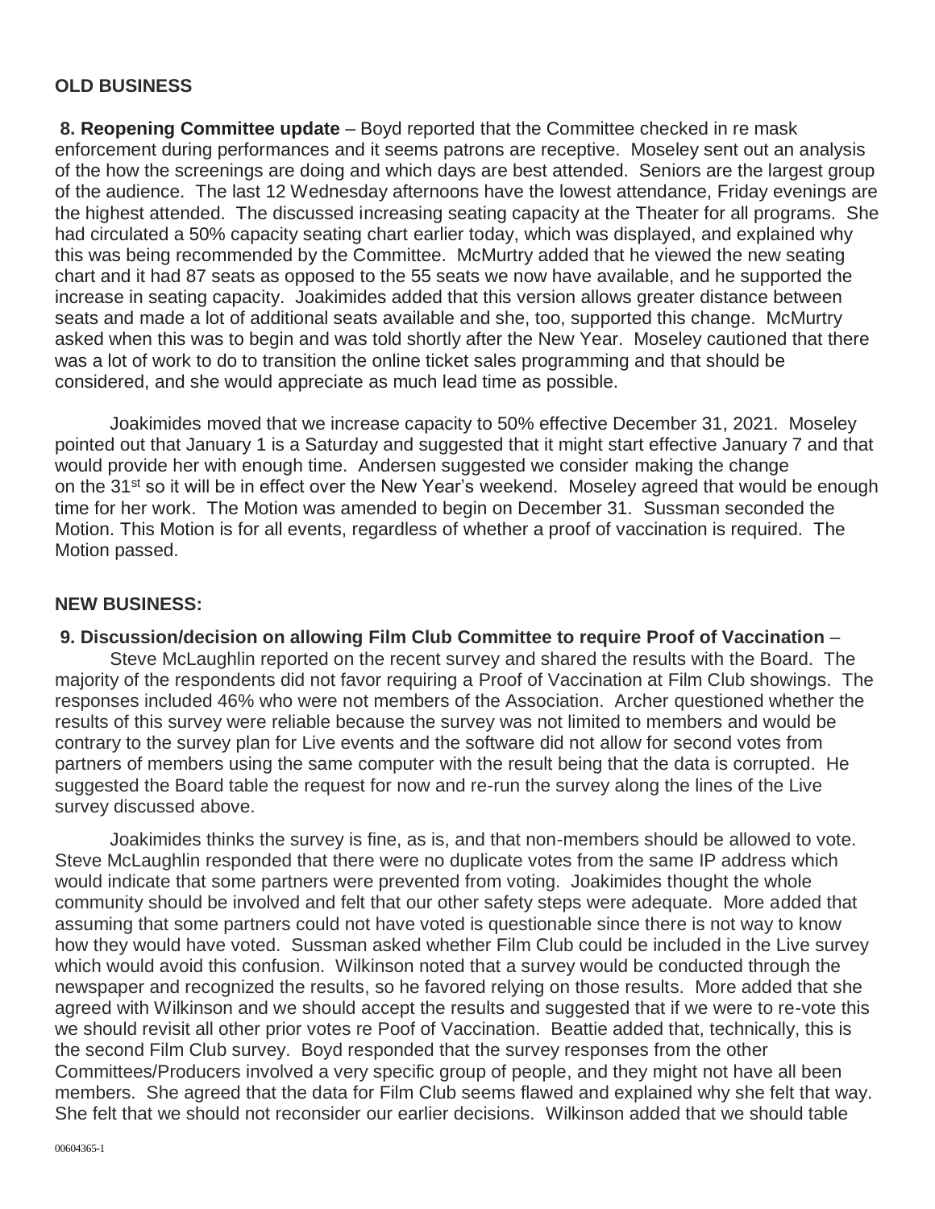## OLD BUSINESS

**8. Reopening Committee update** – Boyd reported that the Committee checked in re mask enforcement during performances and it seems patrons are receptive. Moseley sent out an analysis of the how the screenings are doing and which days are best attended. Seniors are the largest group of the audience. The last 12 Wednesday afternoons have the lowest attendance, Friday evenings are the highest attended. The discussed increasing seating capacity at the Theater for all programs. She had circulated a 50% capacity seating chart earlier today, which was displayed, and explained why this was being recommended by the Committee. McMurtry added that he viewed the new seating chart and it had 87 seats as opposed to the 55 seats we now have available, and he supported the increase in seating capacity. Joakimides added that this version allows greater distance between seats and made a lot of additional seats available and she, too, supported this change. McMurtry asked when this was to begin and was told shortly after the New Year. Moseley cautioned that there was a lot of work to do to transition the online ticket sales programming and that should be considered, and she would appreciate as much lead time as possible.

Joakimides moved that we increase capacity to 50% effective December 31, 2021. Moseley pointed out that January 1 is a Saturday and suggested that it might start effective January 7 and that would provide her with enough time. Andersen suggested we consider making the change on the 31st so it will be in effect over the New Year's weekend. Moseley agreed that would be enough time for her work. The Motion was amended to begin on December 31. Sussman seconded the Motion. This Motion is for all events, regardless of whether a proof of vaccination is required. The Motion passed.

## NEW BUSINESS:

**9. Discussion/decision on allowing Film Club Committee to require Proof of Vaccination** – Steve McLaughlin reported on the recent survey and shared the results with the Board. The majority of the respondents did not favor requiring a Proof of Vaccination at Film Club showings. The responses included 46% who were not members of the Association. Archer questioned whether the results of this survey were reliable because the survey was not limited to members and would be contrary to the survey plan for Live events and the software did not allow for second votes from partners of members using the same computer with the result being that the data is corrupted. He suggested the Board table the request for now and re-run the survey along the lines of the Live survey discussed above.

Joakimides thinks the survey is fine, as is, and that non-members should be allowed to vote. Steve McLaughlin responded that there were no duplicate votes from the same IP address which would indicate that some partners were prevented from voting. Joakimides thought the whole community should be involved and felt that our other safety steps were adequate. More added that assuming that some partners could not have voted is questionable since there is not way to know how they would have voted. Sussman asked whether Film Club could be included in the Live survey which would avoid this confusion. Wilkinson noted that a survey would be conducted through the newspaper and recognized the results, so he favored relying on those results. More added that she agreed with Wilkinson and we should accept the results and suggested that if we were to re-vote this we should revisit all other prior votes re Poof of Vaccination. Beattie added that, technically, this is the second Film Club survey. Boyd responded that the survey responses from the other Committees/Producers involved a very specific group of people, and they might not have all been members. She agreed that the data for Film Club seems flawed and explained why she felt that way. She felt that we should not reconsider our earlier decisions. Wilkinson added that we should table

00604365-1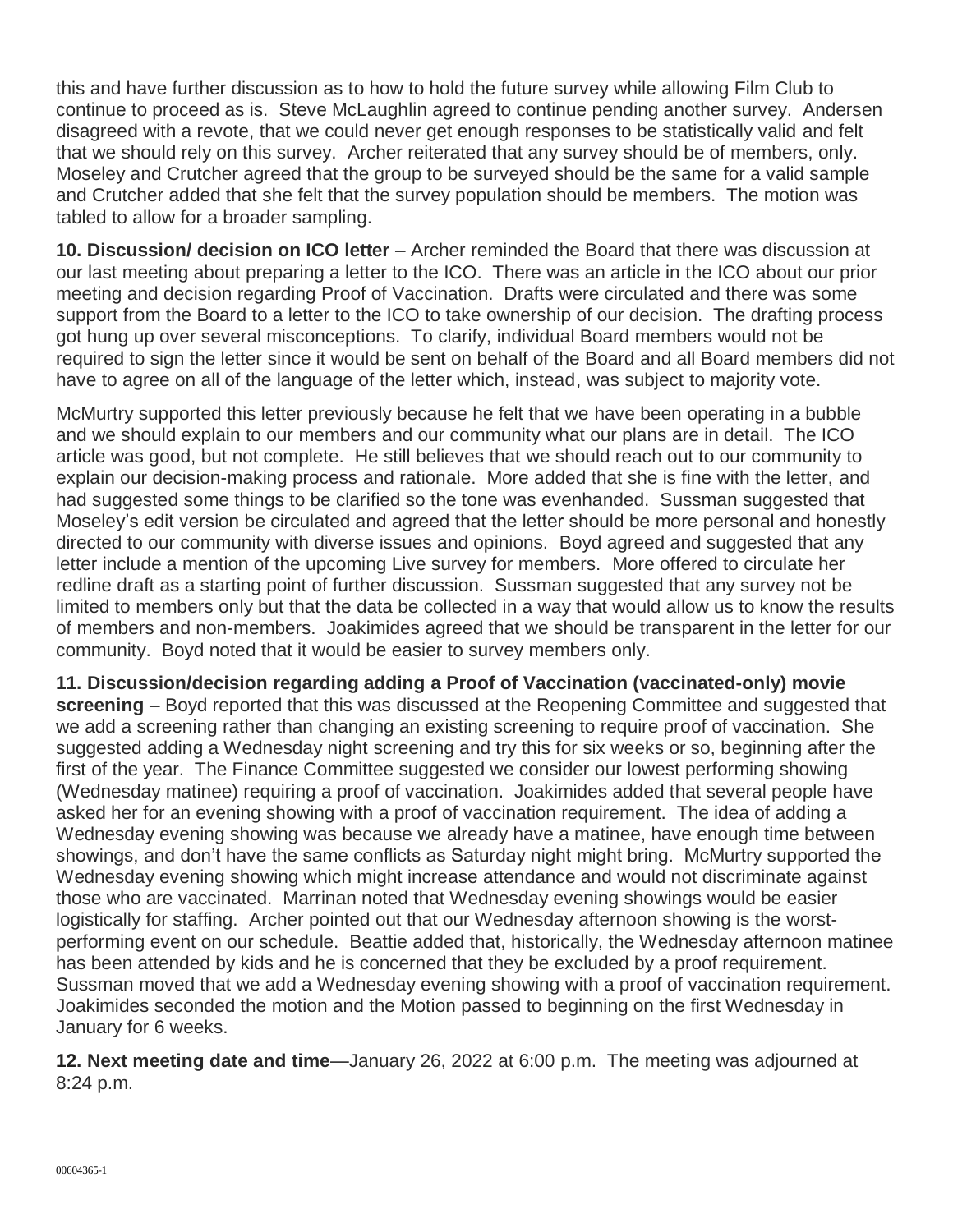this and have further discussion as to how to hold the future survey while allowing Film Club to continue to proceed as is. Steve McLaughlin agreed to continue pending another survey. Andersen disagreed with a revote, that we could never get enough responses to be statistically valid and felt that we should rely on this survey. Archer reiterated that any survey should be of members, only. Moseley and Crutcher agreed that the group to be surveyed should be the same for a valid sample and Crutcher added that she felt that the survey population should be members. The motion was tabled to allow for a broader sampling.

**10. Discussion/ decision on ICO letter** – Archer reminded the Board that there was discussion at our last meeting about preparing a letter to the ICO. There was an article in the ICO about our prior meeting and decision regarding Proof of Vaccination. Drafts were circulated and there was some support from the Board to a letter to the ICO to take ownership of our decision. The drafting process got hung up over several misconceptions. To clarify, individual Board members would not be required to sign the letter since it would be sent on behalf of the Board and all Board members did not have to agree on all of the language of the letter which, instead, was subject to majority vote.

McMurtry supported this letter previously because he felt that we have been operating in a bubble and we should explain to our members and our community what our plans are in detail. The ICO article was good, but not complete. He still believes that we should reach out to our community to explain our decision-making process and rationale. More added that she is fine with the letter, and had suggested some things to be clarified so the tone was evenhanded. Sussman suggested that Moseley's edit version be circulated and agreed that the letter should be more personal and honestly directed to our community with diverse issues and opinions. Boyd agreed and suggested that any letter include a mention of the upcoming Live survey for members. More offered to circulate her redline draft as a starting point of further discussion. Sussman suggested that any survey not be limited to members only but that the data be collected in a way that would allow us to know the results of members and non-members. Joakimides agreed that we should be transparent in the letter for our community. Boyd noted that it would be easier to survey members only.

**11. Discussion/decision regarding adding a Proof of Vaccination (vaccinated-only) movie screening** – Boyd reported that this was discussed at the Reopening Committee and suggested that we add a screening rather than changing an existing screening to require proof of vaccination. She suggested adding a Wednesday night screening and try this for six weeks or so, beginning after the first of the year. The Finance Committee suggested we consider our lowest performing showing (Wednesday matinee) requiring a proof of vaccination. Joakimides added that several people have asked her for an evening showing with a proof of vaccination requirement. The idea of adding a Wednesday evening showing was because we already have a matinee, have enough time between showings, and don't have the same conflicts as Saturday night might bring. McMurtry supported the Wednesday evening showing which might increase attendance and would not discriminate against those who are vaccinated. Marrinan noted that Wednesday evening showings would be easier logistically for staffing. Archer pointed out that our Wednesday afternoon showing is the worst-performing event on our schedule. Beattie added that, historically, the Wednesday afternoon matinee has been attended by kids and he is concerned that they be excluded by a proof requirement. Sussman moved that we add a Wednesday evening showing with a proof of vaccination requirement. Joakimides seconded the motion and the Motion passed to beginning on the first Wednesday in January for 6 weeks.

**12. Next meeting date and time**—January 26, 2022 at 6:00 p.m. The meeting was adjourned at 8:24 p.m.

00604365-1